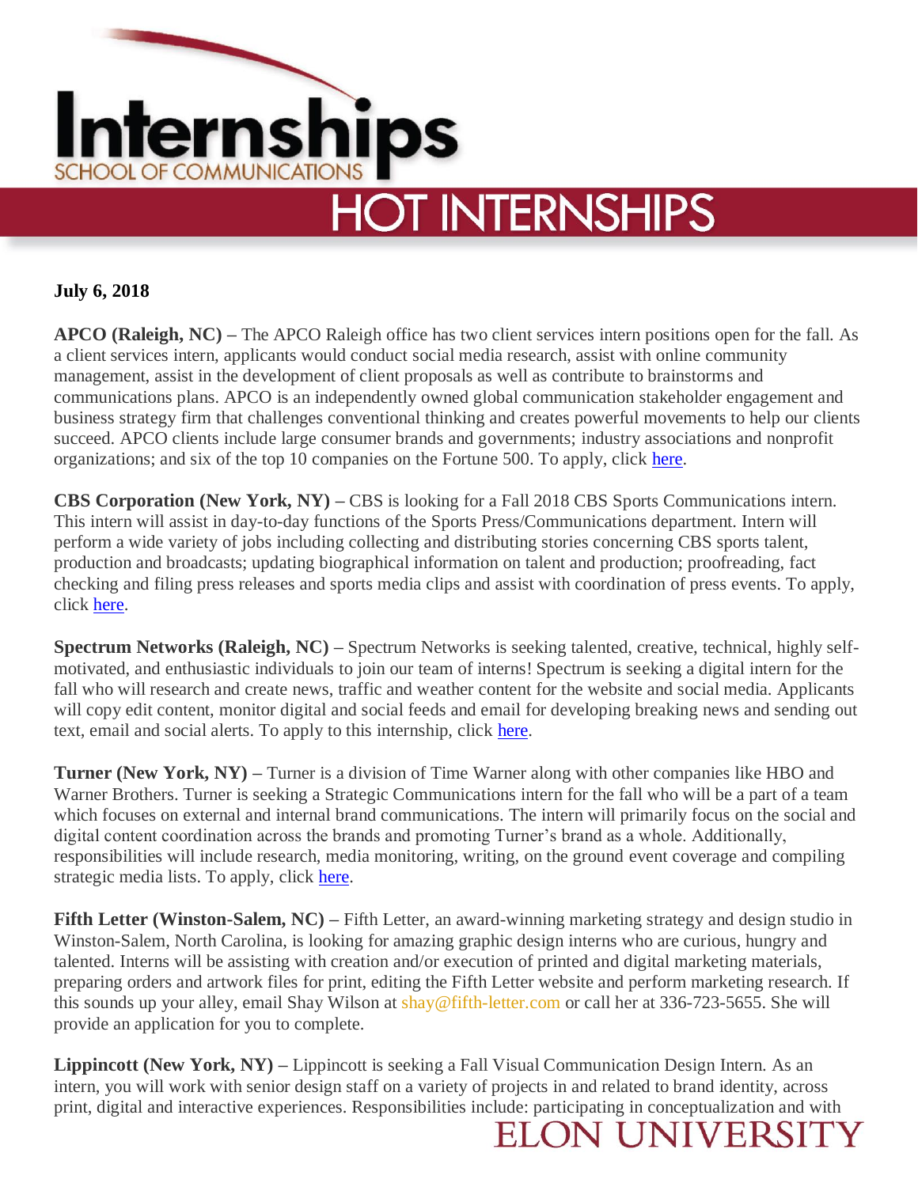# Internships
## SCHOOL OF COMMUNICATIONS
# HOT INTERNSHIPS

**July 6, 2018**

**APCO (Raleigh, NC) –** The APCO Raleigh office has two client services intern positions open for the fall. As a client services intern, applicants would conduct social media research, assist with online community management, assist in the development of client proposals as well as contribute to brainstorms and communications plans. APCO is an independently owned global communication stakeholder engagement and business strategy firm that challenges conventional thinking and creates powerful movements to help our clients succeed. APCO clients include large consumer brands and governments; industry associations and nonprofit organizations; and six of the top 10 companies on the Fortune 500. To apply, click here.

**CBS Corporation (New York, NY) –** CBS is looking for a Fall 2018 CBS Sports Communications intern. This intern will assist in day-to-day functions of the Sports Press/Communications department. Intern will perform a wide variety of jobs including collecting and distributing stories concerning CBS sports talent, production and broadcasts; updating biographical information on talent and production; proofreading, fact checking and filing press releases and sports media clips and assist with coordination of press events. To apply, click here.

**Spectrum Networks (Raleigh, NC) –** Spectrum Networks is seeking talented, creative, technical, highly self-motivated, and enthusiastic individuals to join our team of interns! Spectrum is seeking a digital intern for the fall who will research and create news, traffic and weather content for the website and social media. Applicants will copy edit content, monitor digital and social feeds and email for developing breaking news and sending out text, email and social alerts. To apply to this internship, click here.

**Turner (New York, NY) –** Turner is a division of Time Warner along with other companies like HBO and Warner Brothers. Turner is seeking a Strategic Communications intern for the fall who will be a part of a team which focuses on external and internal brand communications. The intern will primarily focus on the social and digital content coordination across the brands and promoting Turner's brand as a whole. Additionally, responsibilities will include research, media monitoring, writing, on the ground event coverage and compiling strategic media lists. To apply, click here.

**Fifth Letter (Winston-Salem, NC) –** Fifth Letter, an award-winning marketing strategy and design studio in Winston-Salem, North Carolina, is looking for amazing graphic design interns who are curious, hungry and talented. Interns will be assisting with creation and/or execution of printed and digital marketing materials, preparing orders and artwork files for print, editing the Fifth Letter website and perform marketing research. If this sounds up your alley, email Shay Wilson at shay@fifth-letter.com or call her at 336-723-5655. She will provide an application for you to complete.

**Lippincott (New York, NY) –** Lippincott is seeking a Fall Visual Communication Design Intern. As an intern, you will work with senior design staff on a variety of projects in and related to brand identity, across print, digital and interactive experiences. Responsibilities include: participating in conceptualization and with

ELON UNIVERSITY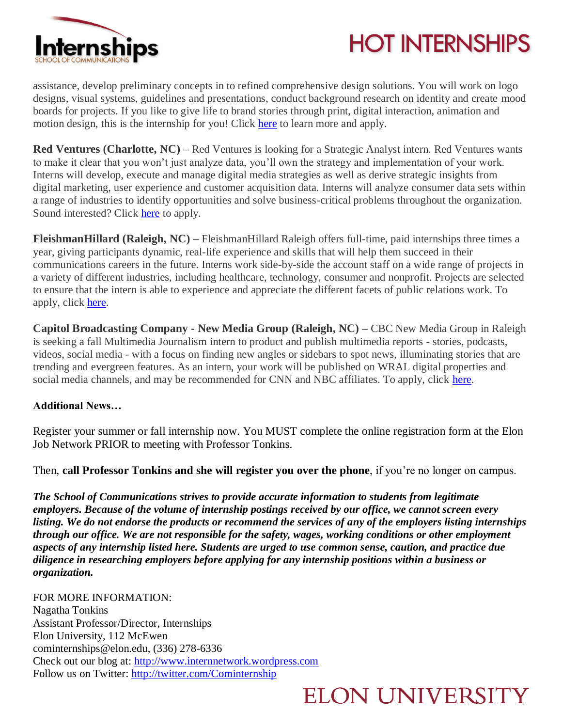assistance, develop preliminary concepts in to refined comprehensive design solutions. You will work on logo designs, visual systems, guidelines and presentations, conduct background research on identity and create mood boards for projects. If you like to give life to brand stories through print, digital interaction, animation and motion design, this is the internship for you! Click here to learn more and apply.

**Red Ventures (Charlotte, NC) –** Red Ventures is looking for a Strategic Analyst intern. Red Ventures wants to make it clear that you won't just analyze data, you'll own the strategy and implementation of your work. Interns will develop, execute and manage digital media strategies as well as derive strategic insights from digital marketing, user experience and customer acquisition data. Interns will analyze consumer data sets within a range of industries to identify opportunities and solve business-critical problems throughout the organization. Sound interested? Click here to apply.

**FleishmanHillard (Raleigh, NC) –** FleishmanHillard Raleigh offers full-time, paid internships three times a year, giving participants dynamic, real-life experience and skills that will help them succeed in their communications careers in the future. Interns work side-by-side the account staff on a wide range of projects in a variety of different industries, including healthcare, technology, consumer and nonprofit. Projects are selected to ensure that the intern is able to experience and appreciate the different facets of public relations work. To apply, click here.

**Capitol Broadcasting Company - New Media Group (Raleigh, NC) –** CBC New Media Group in Raleigh is seeking a fall Multimedia Journalism intern to product and publish multimedia reports - stories, podcasts, videos, social media - with a focus on finding new angles or sidebars to spot news, illuminating stories that are trending and evergreen features. As an intern, your work will be published on WRAL digital properties and social media channels, and may be recommended for CNN and NBC affiliates. To apply, click here.

**Additional News…**

Register your summer or fall internship now. You MUST complete the online registration form at the Elon Job Network PRIOR to meeting with Professor Tonkins.

Then, **call Professor Tonkins and she will register you over the phone**, if you're no longer on campus.

***The School of Communications strives to provide accurate information to students from legitimate employers. Because of the volume of internship postings received by our office, we cannot screen every listing. We do not endorse the products or recommend the services of any of the employers listing internships through our office. We are not responsible for the safety, wages, working conditions or other employment aspects of any internship listed here. Students are urged to use common sense, caution, and practice due diligence in researching employers before applying for any internship positions within a business or organization.***

FOR MORE INFORMATION:
Nagatha Tonkins
Assistant Professor/Director, Internships
Elon University, 112 McEwen
cominternships@elon.edu, (336) 278-6336
Check out our blog at: http://www.internnetwork.wordpress.com
Follow us on Twitter: http://twitter.com/Cominternship

ELON UNIVERSITY